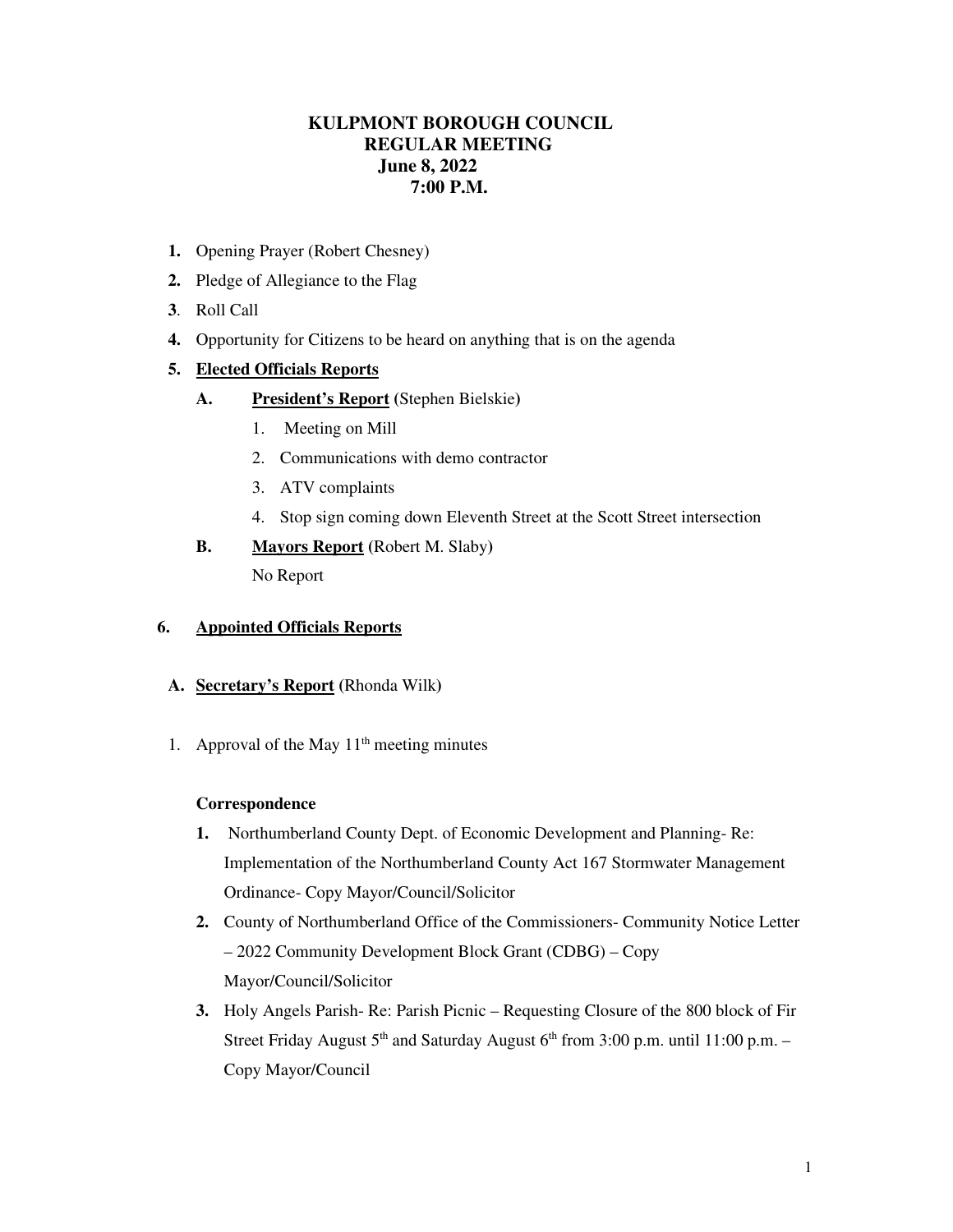# KULPMONT BOROUGH COUNCIL
## REGULAR MEETING
### June 8, 2022
### 7:00 P.M.

1. Opening Prayer (Robert Chesney)
2. Pledge of Allegiance to the Flag
3. Roll Call
4. Opportunity for Citizens to be heard on anything that is on the agenda
5. **Elected Officials Reports**

   **A. President's Report** (Stephen Bielskie)

   1. Meeting on Mill
   2. Communications with demo contractor
   3. ATV complaints
   4. Stop sign coming down Eleventh Street at the Scott Street intersection

   **B. Mayors Report** (Robert M. Slaby)

   No Report

6. **Appointed Officials Reports**

   **A. Secretary's Report** (Rhonda Wilk)

   1. Approval of the May 11th meeting minutes

   **Correspondence**

   1. Northumberland County Dept. of Economic Development and Planning- Re: Implementation of the Northumberland County Act 167 Stormwater Management Ordinance- Copy Mayor/Council/Solicitor
   2. County of Northumberland Office of the Commissioners- Community Notice Letter – 2022 Community Development Block Grant (CDBG) – Copy Mayor/Council/Solicitor
   3. Holy Angels Parish- Re: Parish Picnic – Requesting Closure of the 800 block of Fir Street Friday August 5th and Saturday August 6th from 3:00 p.m. until 11:00 p.m. – Copy Mayor/Council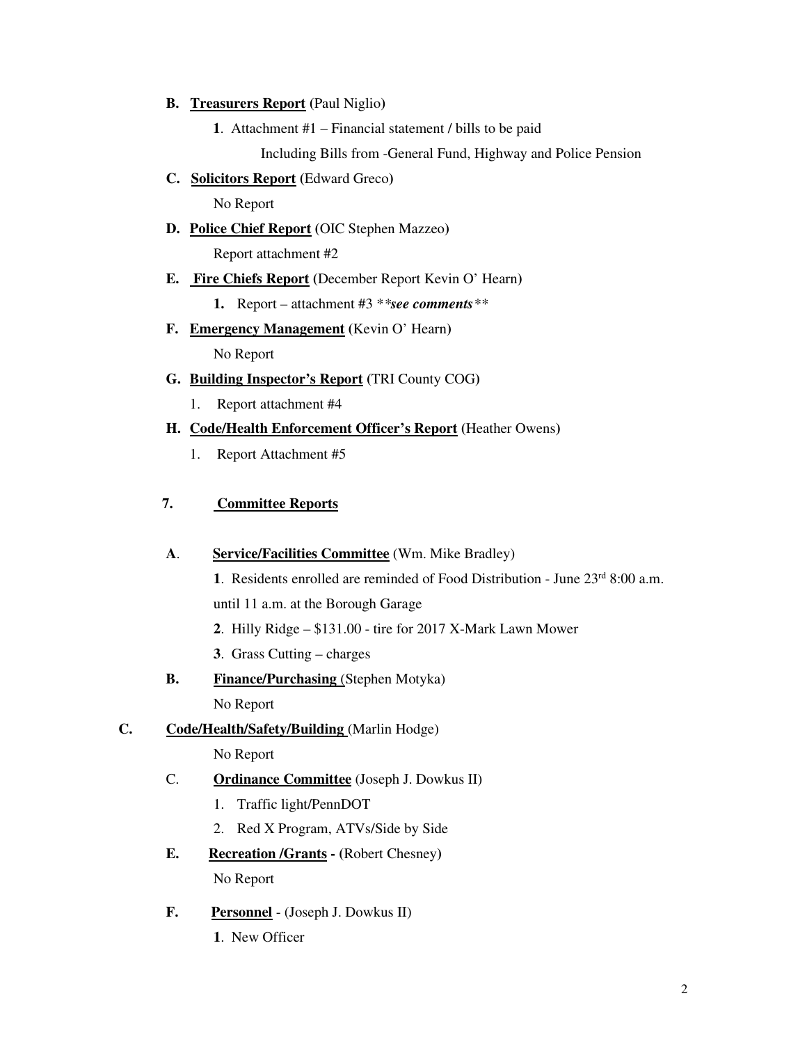**B. <u>Treasurers Report</u>** (Paul Niglio)

**1**. Attachment #1 – Financial statement / bills to be paid

Including Bills from -General Fund, Highway and Police Pension

**C. <u>Solicitors Report</u>** (Edward Greco)

No Report

**D. <u>Police Chief Report</u>** (OIC Stephen Mazzeo)

Report attachment #2

**E. <u>Fire Chiefs Report</u>** (December Report Kevin O' Hearn)

**1.** Report – attachment #3 ***see comments***

**F. <u>Emergency Management</u>** (Kevin O' Hearn)

No Report

**G. <u>Building Inspector's Report</u>** (TRI County COG)

1. Report attachment #4

**H. <u>Code/Health Enforcement Officer's Report</u>** (Heather Owens)

1. Report Attachment #5

## 7. <u>Committee Reports</u>

**A. <u>Service/Facilities Committee</u>** (Wm. Mike Bradley)

**1**. Residents enrolled are reminded of Food Distribution - June 23rd 8:00 a.m. until 11 a.m. at the Borough Garage

**2**. Hilly Ridge – $131.00 - tire for 2017 X-Mark Lawn Mower

**3**. Grass Cutting – charges

**B. <u>Finance/Purchasing</u>** (Stephen Motyka)

No Report

**C. <u>Code/Health/Safety/Building</u>** (Marlin Hodge)

No Report

C. **<u>Ordinance Committee</u>** (Joseph J. Dowkus II)

1. Traffic light/PennDOT
2. Red X Program, ATVs/Side by Side

**E. <u>Recreation /Grants</u> -** (Robert Chesney)

No Report

**F. <u>Personnel</u>** - (Joseph J. Dowkus II)

**1**. New Officer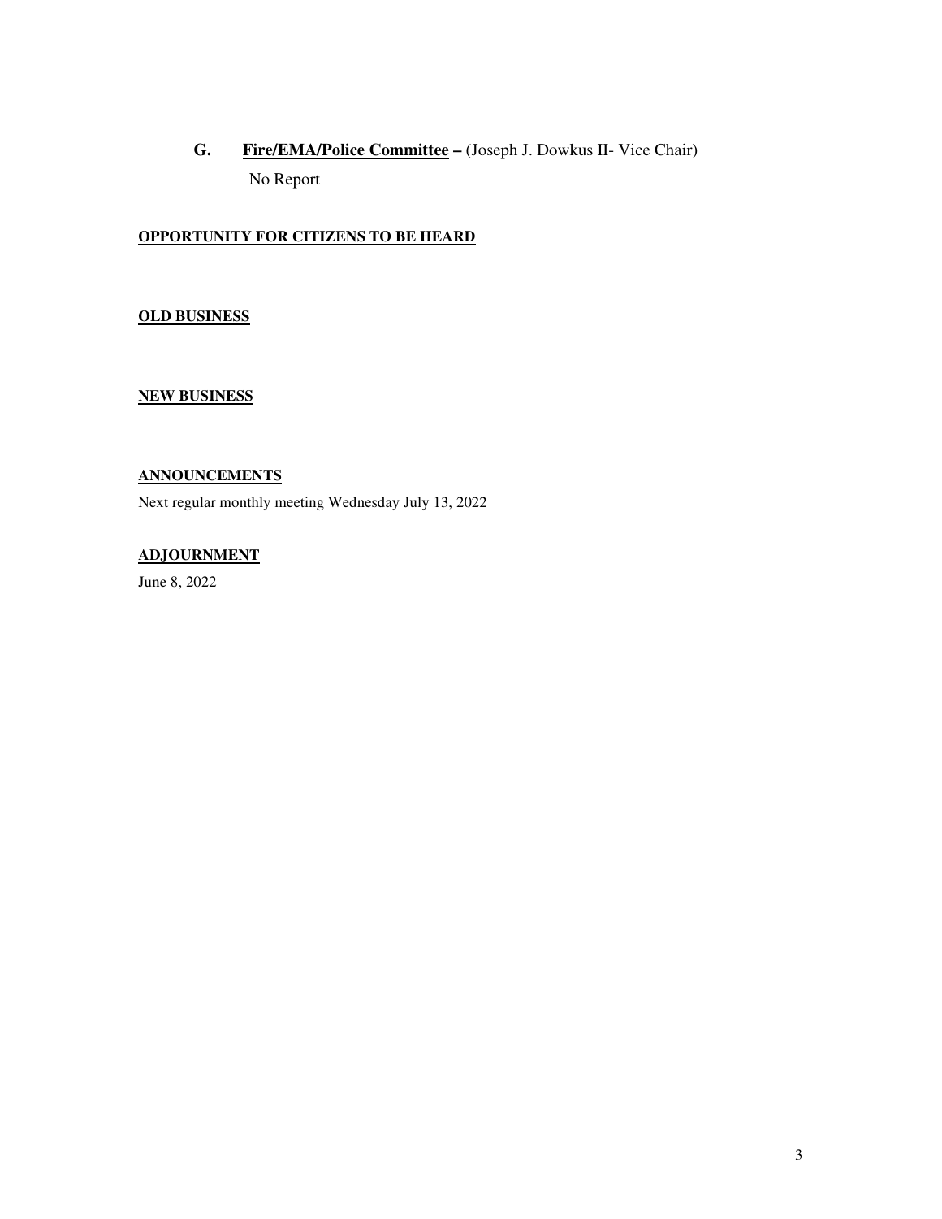**G. Fire/EMA/Police Committee – (Joseph J. Dowkus II- Vice Chair)**

No Report

**OPPORTUNITY FOR CITIZENS TO BE HEARD**

**OLD BUSINESS**

**NEW BUSINESS**

**ANNOUNCEMENTS**

Next regular monthly meeting Wednesday July 13, 2022

**ADJOURNMENT**

June 8, 2022